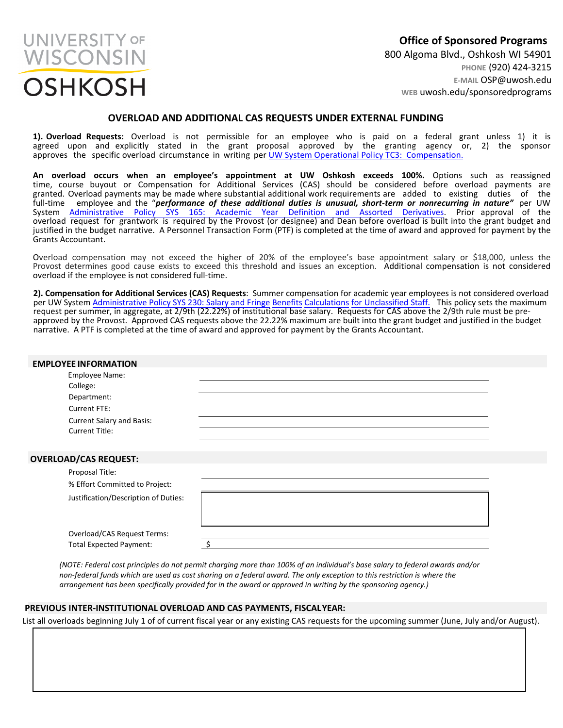**UNIVERSITY OF WISCONSIN OSHKOSH**

**Office of Sponsored Programs**
800 Algoma Blvd., Oshkosh WI 54901
PHONE (920) 424-3215
E-MAIL OSP@uwosh.edu
WEB uwosh.edu/sponsoredprograms

## OVERLOAD AND ADDITIONAL CAS REQUESTS UNDER EXTERNAL FUNDING

**1). Overload Requests:** Overload is not permissible for an employee who is paid on a federal grant unless 1) it is agreed upon and explicitly stated in the grant proposal approved by the granting agency or, 2) the sponsor approves the specific overload circumstance in writing per UW System Operational Policy TC3: Compensation.

**An overload occurs when an employee's appointment at UW Oshkosh exceeds 100%.** Options such as reassigned time, course buyout or Compensation for Additional Services (CAS) should be considered before overload payments are granted. Overload payments may be made where substantial additional work requirements are added to existing duties of the full-time employee and the "***performance of these additional duties is unusual, short-term or nonrecurring in nature"*** per UW System Administrative Policy SYS 165: Academic Year Definition and Assorted Derivatives. Prior approval of the overload request for grantwork is required by the Provost (or designee) and Dean before overload is built into the grant budget and justified in the budget narrative. A Personnel Transaction Form (PTF) is completed at the time of award and approved for payment by the Grants Accountant.

Overload compensation may not exceed the higher of 20% of the employee's base appointment salary or $18,000, unless the Provost determines good cause exists to exceed this threshold and issues an exception. Additional compensation is not considered overload if the employee is not considered full-time.

**2). Compensation for Additional Services (CAS) Requests**: Summer compensation for academic year employees is not considered overload per UW System Administrative Policy SYS 230: Salary and Fringe Benefits Calculations for Unclassified Staff. This policy sets the maximum request per summer, in aggregate, at 2/9th (22.22%) of institutional base salary. Requests for CAS above the 2/9th rule must be pre-approved by the Provost. Approved CAS requests above the 22.22% maximum are built into the grant budget and justified in the budget narrative. A PTF is completed at the time of award and approved for payment by the Grants Accountant.

### EMPLOYEE INFORMATION

Employee Name: ______________________

College: ______________________

Department: ______________________

Current FTE: ______________________

Current Salary and Basis: ______________________

Current Title: ______________________

### OVERLOAD/CAS REQUEST:

Proposal Title: ______________________

% Effort Committed to Project: ______________________

Justification/Description of Duties: ______________________

Overload/CAS Request Terms: ______________________

Total Expected Payment: $ ______________________

*(NOTE: Federal cost principles do not permit charging more than 100% of an individual's base salary to federal awards and/or non-federal funds which are used as cost sharing on a federal award. The only exception to this restriction is where the arrangement has been specifically provided for in the award or approved in writing by the sponsoring agency.)*

### PREVIOUS INTER-INSTITUTIONAL OVERLOAD AND CAS PAYMENTS, FISCAL YEAR:

List all overloads beginning July 1 of of current fiscal year or any existing CAS requests for the upcoming summer (June, July and/or August).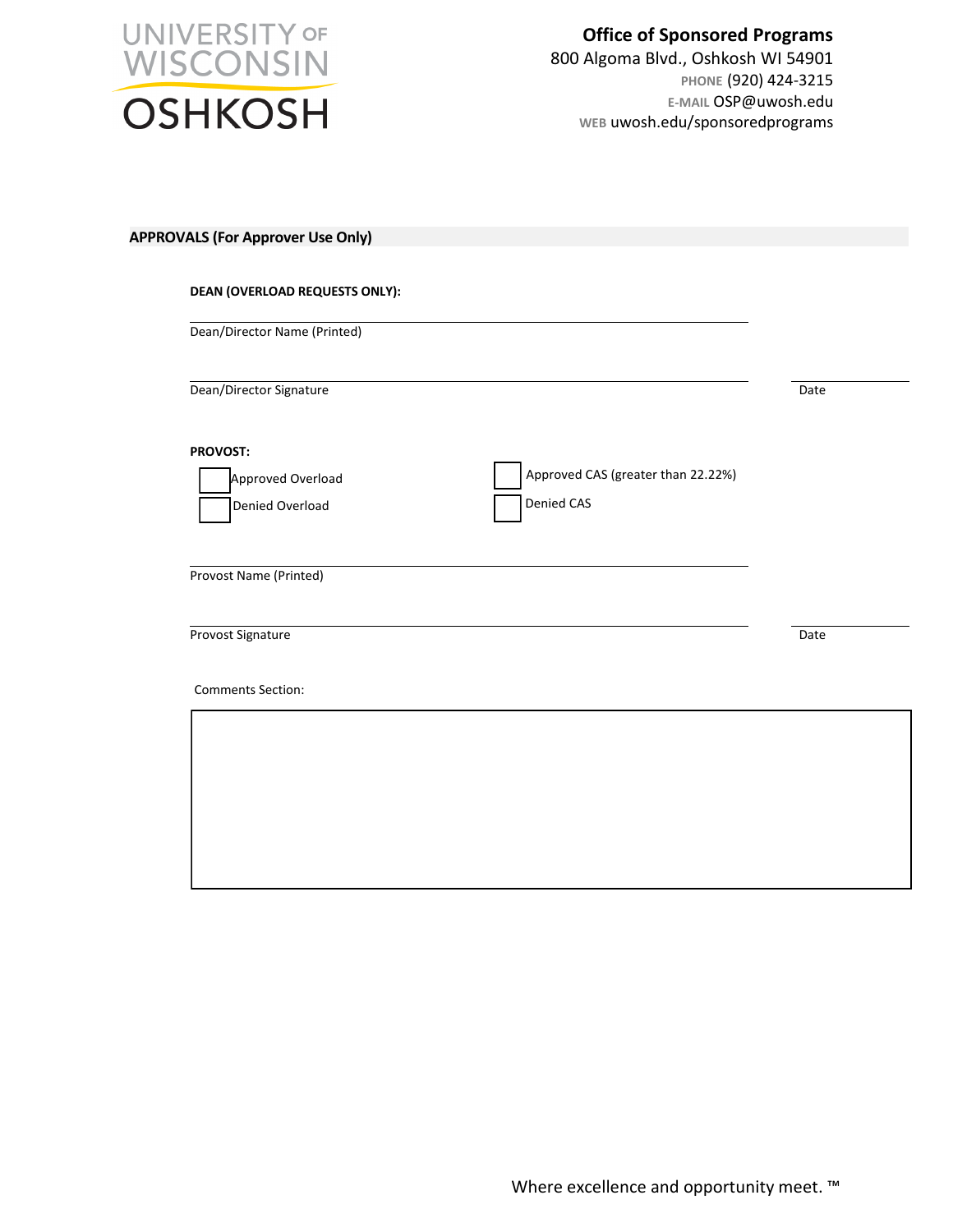**Office of Sponsored Programs**
800 Algoma Blvd., Oshkosh WI 54901
PHONE (920) 424-3215
E-MAIL OSP@uwosh.edu
WEB uwosh.edu/sponsoredprograms

## APPROVALS (For Approver Use Only)

**DEAN (OVERLOAD REQUESTS ONLY):**

______________________________________________
Dean/Director Name (Printed)

______________________________________________ ______________
Dean/Director Signature Date

**PROVOST:**

- [ ] Approved Overload
- [ ] Denied Overload
- [ ] Approved CAS (greater than 22.22%)
- [ ] Denied CAS

______________________________________________
Provost Name (Printed)

______________________________________________ ______________
Provost Signature Date

Comments Section:

Where excellence and opportunity meet. ™